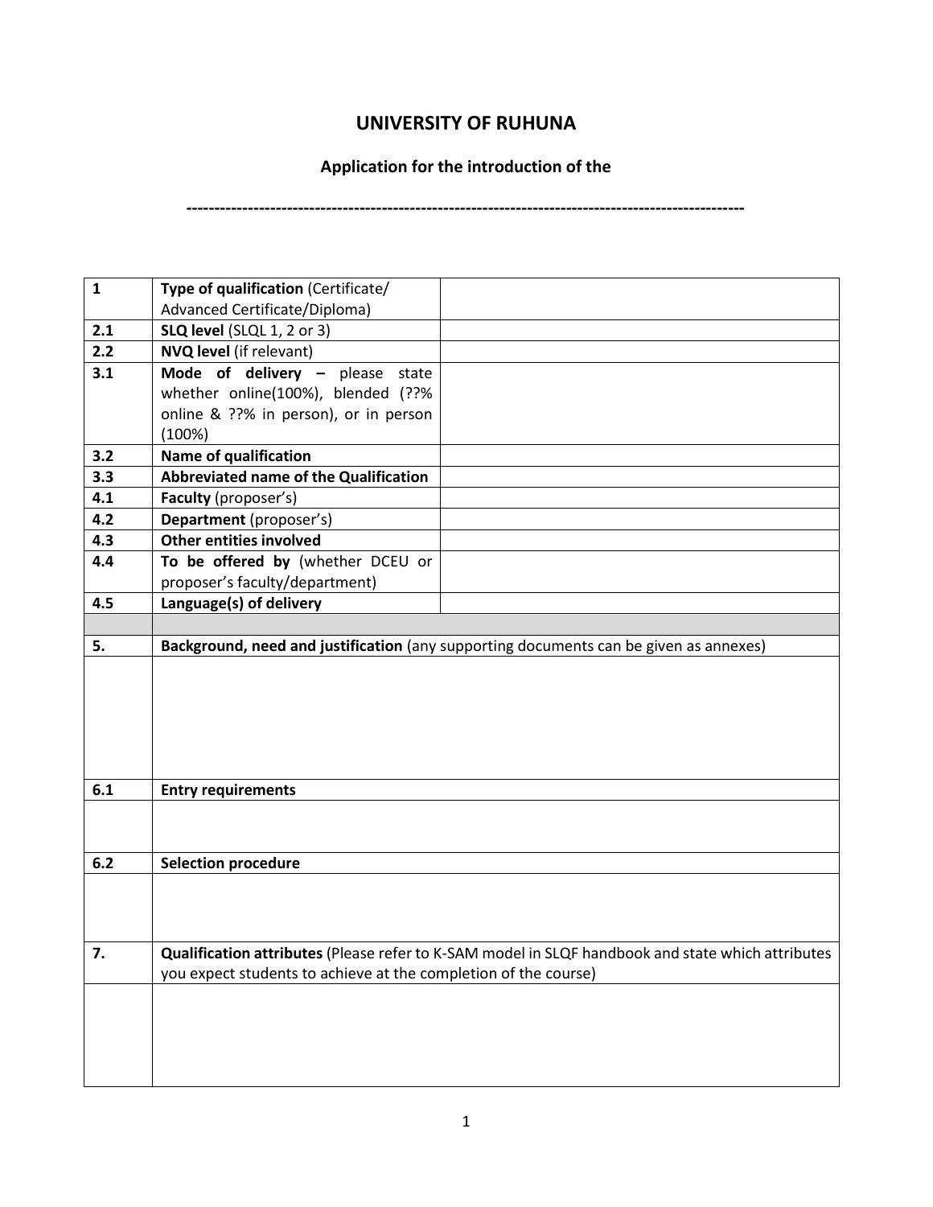# UNIVERSITY OF RUHUNA

## Application for the introduction of the

**----------------------------------------------------------------------------------------------------**

| | | |
|---|---|---|
| **1** | **Type of qualification** (Certificate/ Advanced Certificate/Diploma) | |
| **2.1** | **SLQ level** (SLQL 1, 2 or 3) | |
| **2.2** | **NVQ level** (if relevant) | |
| **3.1** | **Mode of delivery –** please state whether online(100%), blended (??% online & ??% in person), or in person (100%) | |
| **3.2** | **Name of qualification** | |
| **3.3** | **Abbreviated name of the Qualification** | |
| **4.1** | **Faculty** (proposer's) | |
| **4.2** | **Department** (proposer's) | |
| **4.3** | **Other entities involved** | |
| **4.4** | **To be offered by** (whether DCEU or proposer's faculty/department) | |
| **4.5** | **Language(s) of delivery** | |
| | | |
| **5.** | **Background, need and justification** (any supporting documents can be given as annexes) | |
| | | |
| **6.1** | **Entry requirements** | |
| | | |
| **6.2** | **Selection procedure** | |
| | | |
| **7.** | **Qualification attributes** (Please refer to K-SAM model in SLQF handbook and state which attributes you expect students to achieve at the completion of the course) | |
| | | |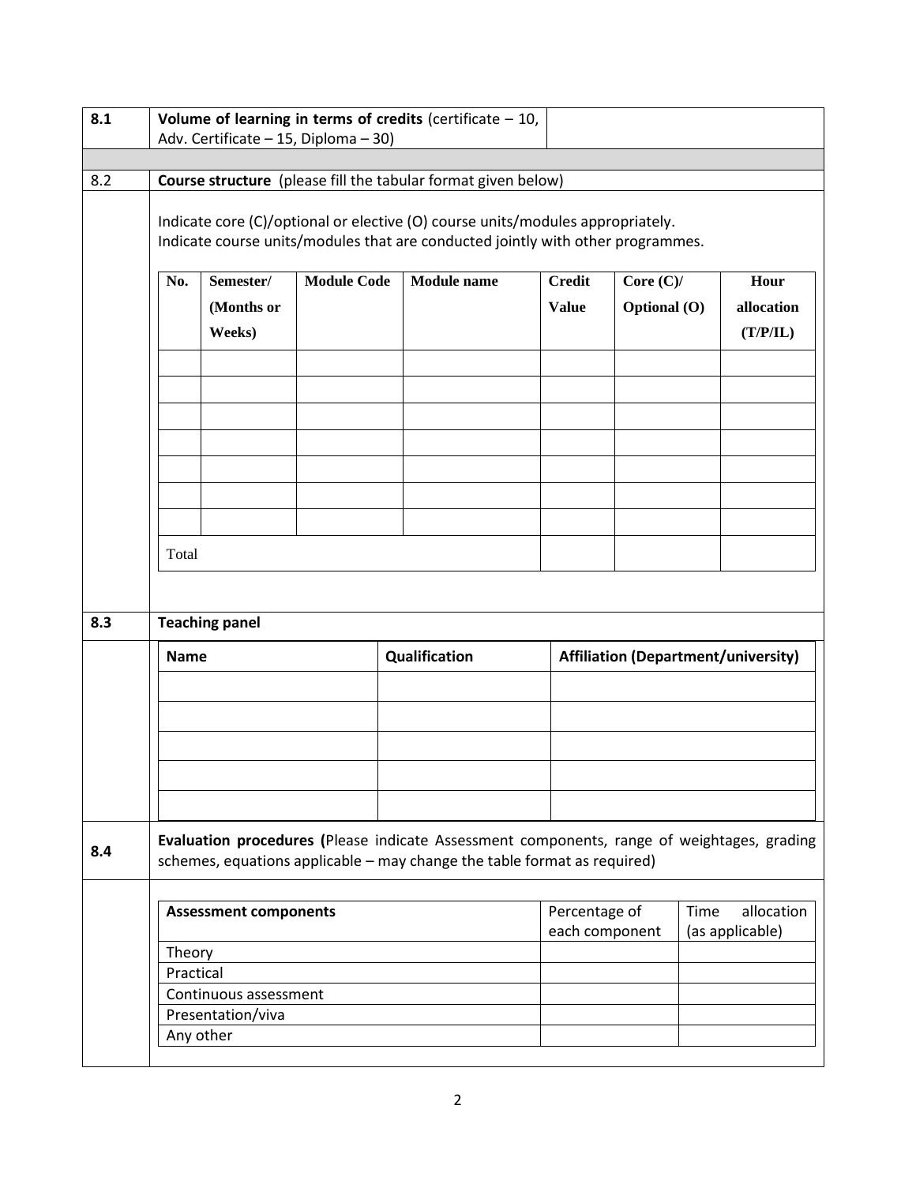| 8.1 | **Volume of learning in terms of credits** (certificate – 10, Adv. Certificate – 15, Diploma – 30) | |
|---|---|---|

**8.2 Course structure** (please fill the tabular format given below)

Indicate core (C)/optional or elective (O) course units/modules appropriately.
Indicate course units/modules that are conducted jointly with other programmes.

| No. | Semester/ (Months or Weeks) | Module Code | Module name | Credit Value | Core (C)/ Optional (O) | Hour allocation (T/P/IL) |
|---|---|---|---|---|---|---|
| | | | | | | |
| | | | | | | |
| | | | | | | |
| | | | | | | |
| | | | | | | |
| | | | | | | |
| | | | | | | |
| Total | | | | | | |

**8.3 Teaching panel**

| Name | Qualification | Affiliation (Department/university) |
|---|---|---|
| | | |
| | | |
| | | |
| | | |
| | | |

**8.4 Evaluation procedures (**Please indicate Assessment components, range of weightages, grading schemes, equations applicable – may change the table format as required)

| Assessment components | Percentage of each component | Time allocation (as applicable) |
|---|---|---|
| Theory | | |
| Practical | | |
| Continuous assessment | | |
| Presentation/viva | | |
| Any other | | |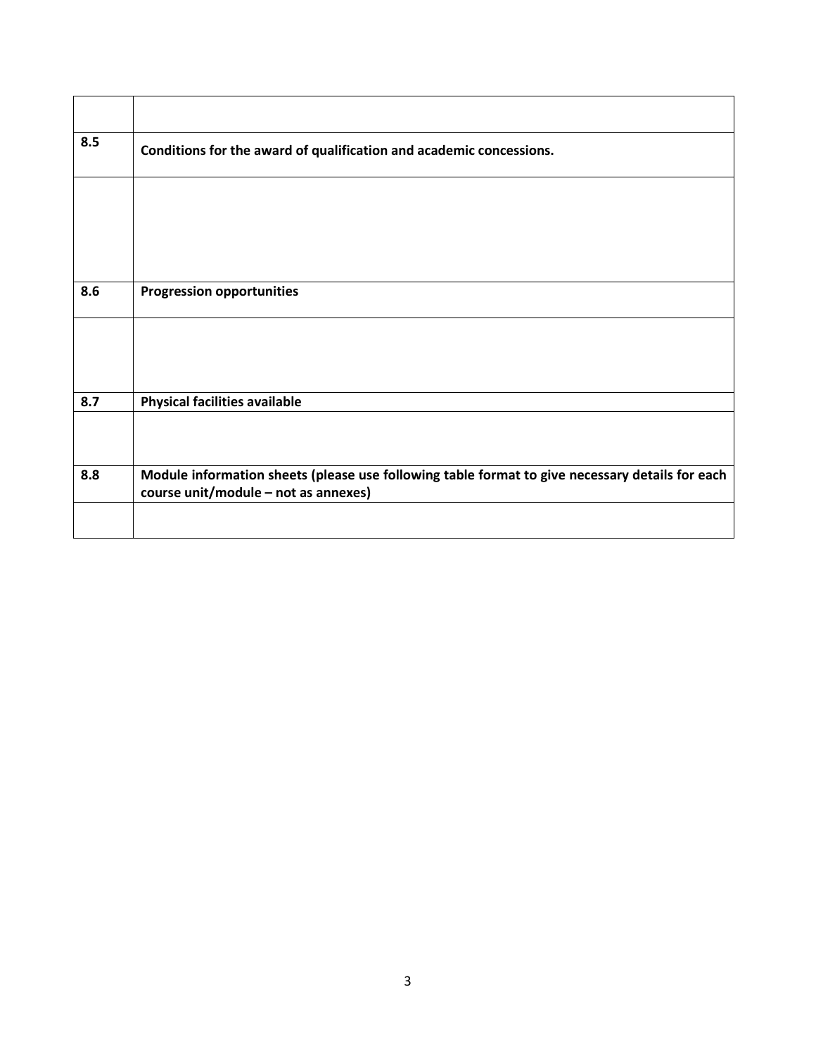| | |
|---|---|
| **8.5** | **Conditions for the award of qualification and academic concessions.** |
| | |
| **8.6** | **Progression opportunities** |
| | |
| **8.7** | **Physical facilities available** |
| | |
| **8.8** | **Module information sheets (please use following table format to give necessary details for each course unit/module – not as annexes)** |
| | |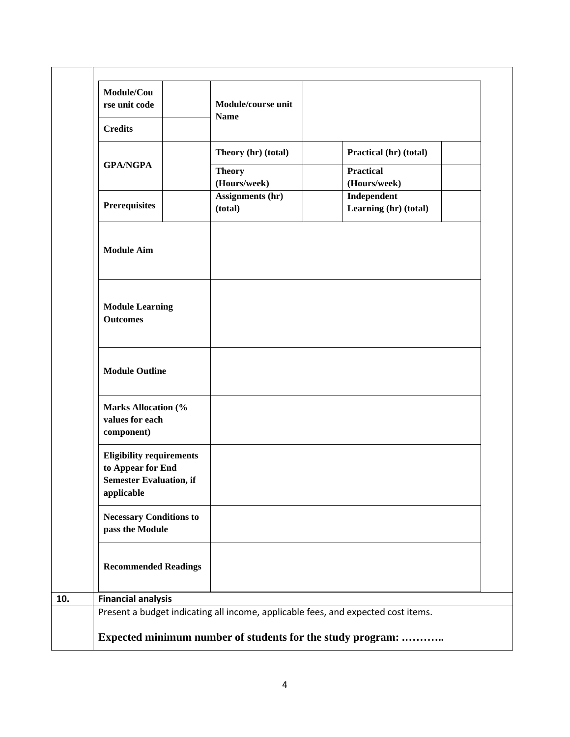| Module/Course unit code | | Module/course unit Name | | | |
|---|---|---|---|---|---|
| Credits | | | | | |
| GPA/NGPA | | Theory (hr) (total) | | Practical (hr) (total) | |
| | | Theory (Hours/week) | | Practical (Hours/week) | |
| Prerequisites | | Assignments (hr) (total) | | Independent Learning (hr) (total) | |
| Module Aim | | | | | |
| Module Learning Outcomes | | | | | |
| Module Outline | | | | | |
| Marks Allocation (% values for each component) | | | | | |
| Eligibility requirements to Appear for End Semester Evaluation, if applicable | | | | | |
| Necessary Conditions to pass the Module | | | | | |
| Recommended Readings | | | | | |

**10. Financial analysis**

Present a budget indicating all income, applicable fees, and expected cost items.

**Expected minimum number of students for the study program: ………..**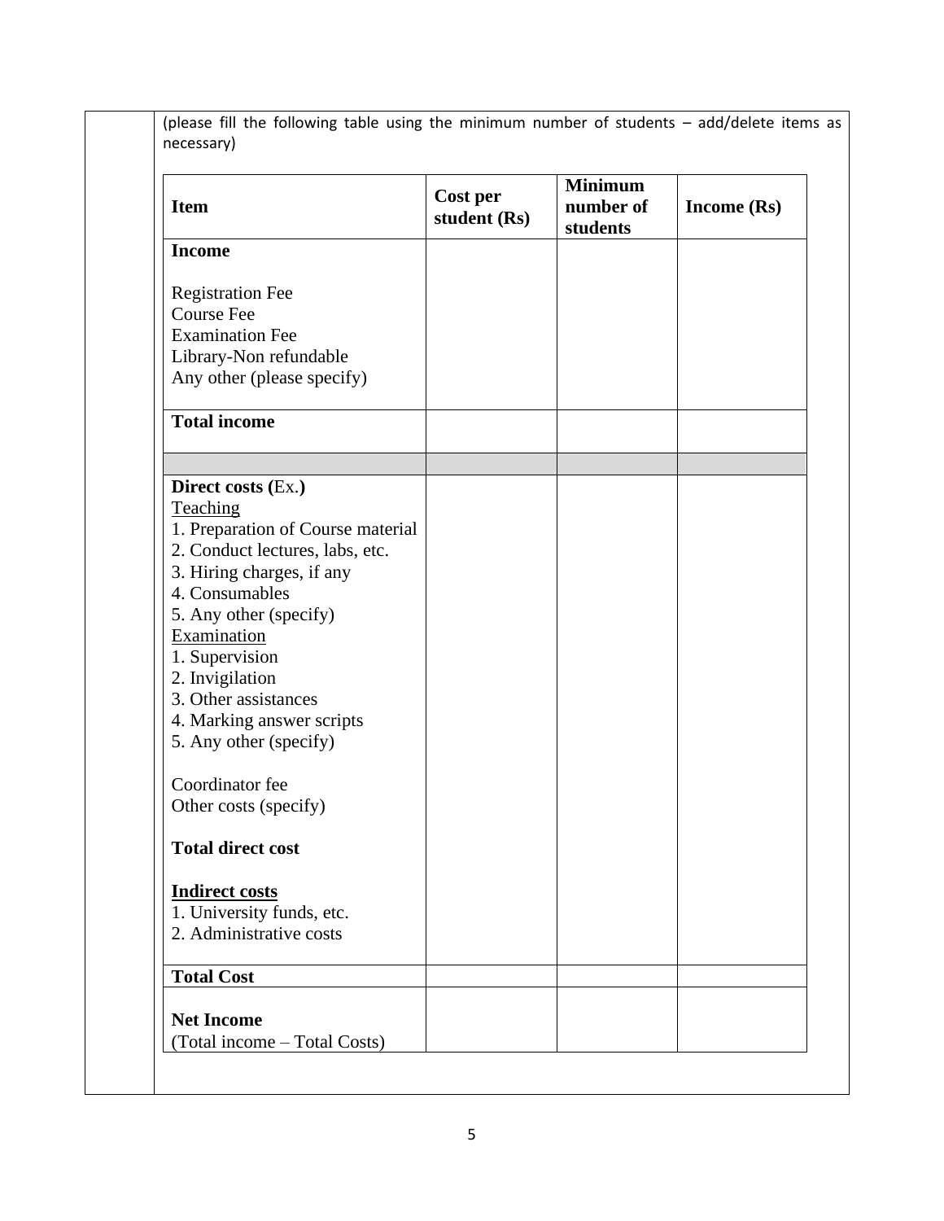(please fill the following table using the minimum number of students – add/delete items as necessary)

| Item | Cost per student (Rs) | Minimum number of students | Income (Rs) |
|---|---|---|---|
| **Income**<br><br>Registration Fee<br>Course Fee<br>Examination Fee<br>Library-Non refundable<br>Any other (please specify) | | | |
| **Total income** | | | |
| | | | |
| **Direct costs (**Ex.**)**<br>Teaching<br>1. Preparation of Course material<br>2. Conduct lectures, labs, etc.<br>3. Hiring charges, if any<br>4. Consumables<br>5. Any other (specify)<br>Examination<br>1. Supervision<br>2. Invigilation<br>3. Other assistances<br>4. Marking answer scripts<br>5. Any other (specify)<br><br>Coordinator fee<br>Other costs (specify)<br><br>**Total direct cost**<br><br>**Indirect costs**<br>1. University funds, etc.<br>2. Administrative costs | | | |
| **Total Cost** | | | |
| **Net Income**<br>(Total income – Total Costs) | | | |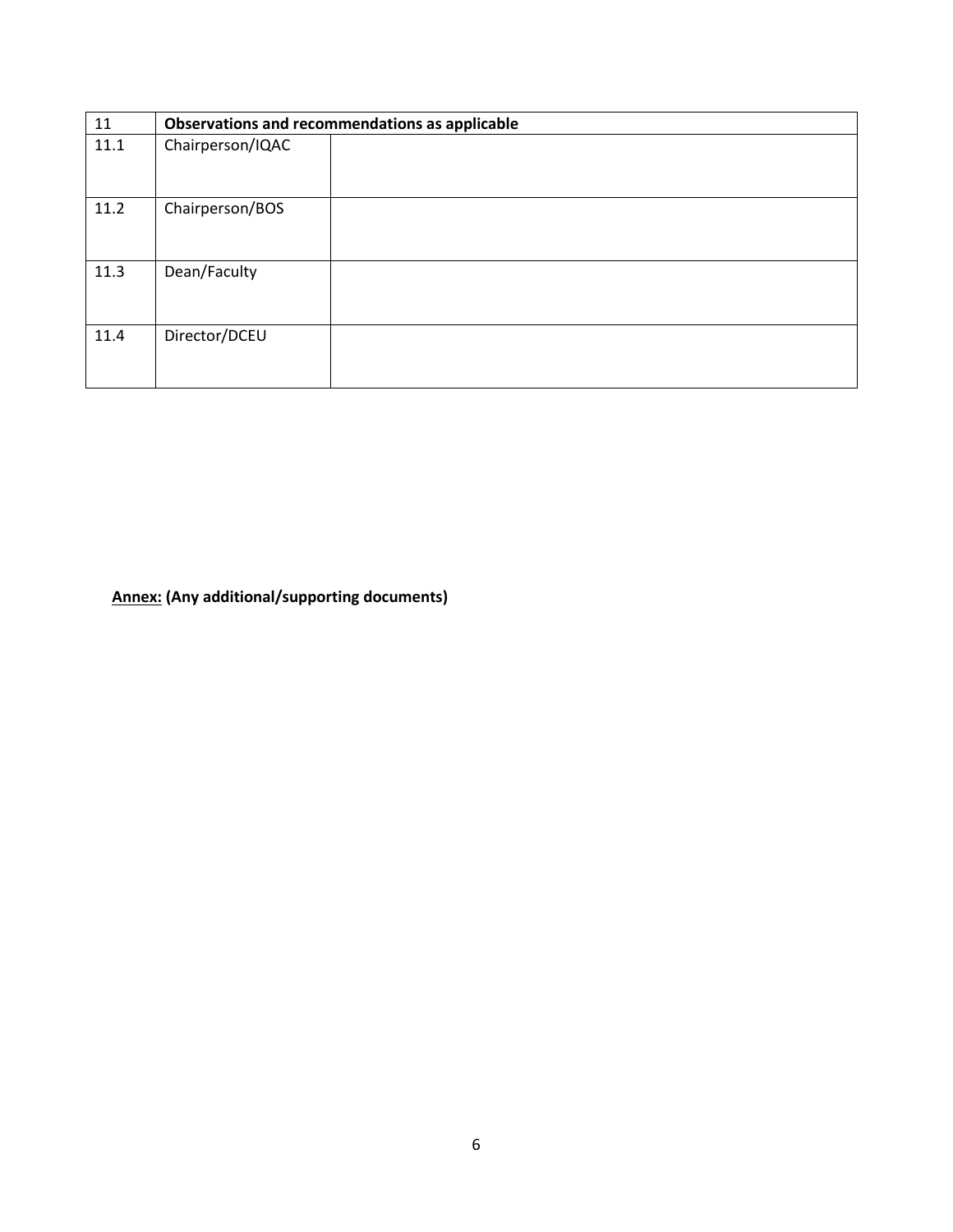| 11 | **Observations and recommendations as applicable** | |
|---|---|---|
| 11.1 | Chairperson/IQAC | |
| 11.2 | Chairperson/BOS | |
| 11.3 | Dean/Faculty | |
| 11.4 | Director/DCEU | |

**<u>Annex:</u> (Any additional/supporting documents)**